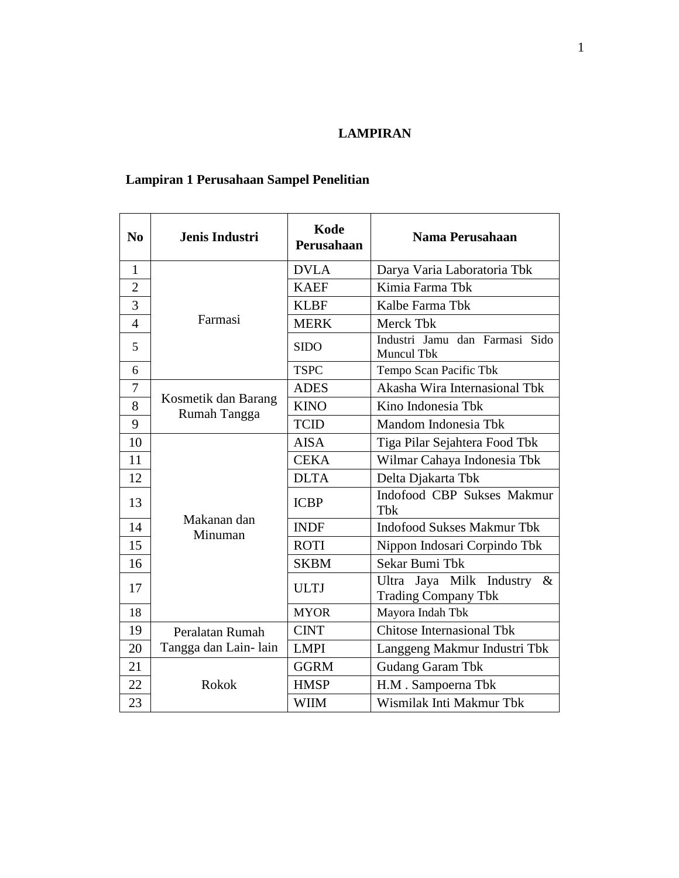# LAMPIRAN

## Lampiran 1 Perusahaan Sampel Penelitian

| No | Jenis Industri | Kode Perusahaan | Nama Perusahaan |
|---|---|---|---|
| 1 | Farmasi | DVLA | Darya Varia Laboratoria Tbk |
| 2 | | KAEF | Kimia Farma Tbk |
| 3 | | KLBF | Kalbe Farma Tbk |
| 4 | | MERK | Merck Tbk |
| 5 | | SIDO | Industri Jamu dan Farmasi Sido Muncul Tbk |
| 6 | | TSPC | Tempo Scan Pacific Tbk |
| 7 | Kosmetik dan Barang Rumah Tangga | ADES | Akasha Wira Internasional Tbk |
| 8 | | KINO | Kino Indonesia Tbk |
| 9 | | TCID | Mandom Indonesia Tbk |
| 10 | Makanan dan Minuman | AISA | Tiga Pilar Sejahtera Food Tbk |
| 11 | | CEKA | Wilmar Cahaya Indonesia Tbk |
| 12 | | DLTA | Delta Djakarta Tbk |
| 13 | | ICBP | Indofood CBP Sukses Makmur Tbk |
| 14 | | INDF | Indofood Sukses Makmur Tbk |
| 15 | | ROTI | Nippon Indosari Corpindo Tbk |
| 16 | | SKBM | Sekar Bumi Tbk |
| 17 | | ULTJ | Ultra Jaya Milk Industry & Trading Company Tbk |
| 18 | | MYOR | Mayora Indah Tbk |
| 19 | Peralatan Rumah Tangga dan Lain- lain | CINT | Chitose Internasional Tbk |
| 20 | | LMPI | Langgeng Makmur Industri Tbk |
| 21 | Rokok | GGRM | Gudang Garam Tbk |
| 22 | | HMSP | H.M . Sampoerna Tbk |
| 23 | | WIIM | Wismilak Inti Makmur Tbk |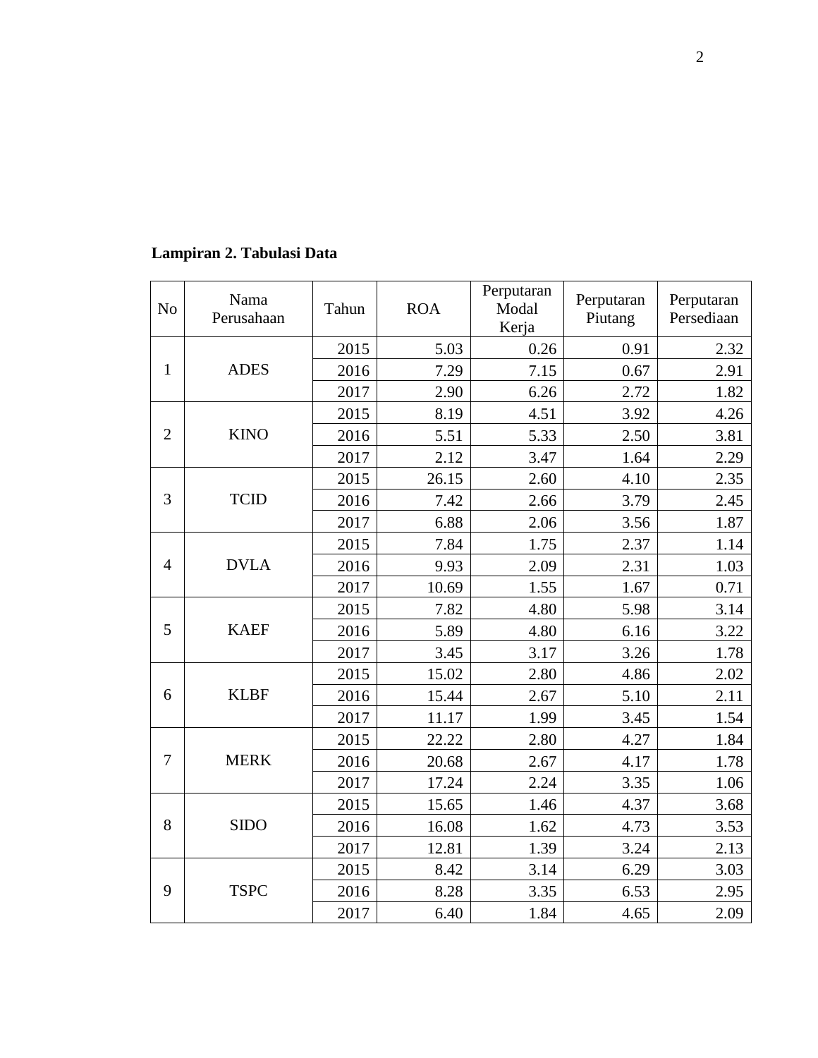**Lampiran 2. Tabulasi Data**

| No | Nama Perusahaan | Tahun | ROA | Perputaran Modal Kerja | Perputaran Piutang | Perputaran Persediaan |
|---|---|---|---|---|---|---|
| 1 | ADES | 2015 | 5.03 | 0.26 | 0.91 | 2.32 |
| | | 2016 | 7.29 | 7.15 | 0.67 | 2.91 |
| | | 2017 | 2.90 | 6.26 | 2.72 | 1.82 |
| 2 | KINO | 2015 | 8.19 | 4.51 | 3.92 | 4.26 |
| | | 2016 | 5.51 | 5.33 | 2.50 | 3.81 |
| | | 2017 | 2.12 | 3.47 | 1.64 | 2.29 |
| 3 | TCID | 2015 | 26.15 | 2.60 | 4.10 | 2.35 |
| | | 2016 | 7.42 | 2.66 | 3.79 | 2.45 |
| | | 2017 | 6.88 | 2.06 | 3.56 | 1.87 |
| 4 | DVLA | 2015 | 7.84 | 1.75 | 2.37 | 1.14 |
| | | 2016 | 9.93 | 2.09 | 2.31 | 1.03 |
| | | 2017 | 10.69 | 1.55 | 1.67 | 0.71 |
| 5 | KAEF | 2015 | 7.82 | 4.80 | 5.98 | 3.14 |
| | | 2016 | 5.89 | 4.80 | 6.16 | 3.22 |
| | | 2017 | 3.45 | 3.17 | 3.26 | 1.78 |
| 6 | KLBF | 2015 | 15.02 | 2.80 | 4.86 | 2.02 |
| | | 2016 | 15.44 | 2.67 | 5.10 | 2.11 |
| | | 2017 | 11.17 | 1.99 | 3.45 | 1.54 |
| 7 | MERK | 2015 | 22.22 | 2.80 | 4.27 | 1.84 |
| | | 2016 | 20.68 | 2.67 | 4.17 | 1.78 |
| | | 2017 | 17.24 | 2.24 | 3.35 | 1.06 |
| 8 | SIDO | 2015 | 15.65 | 1.46 | 4.37 | 3.68 |
| | | 2016 | 16.08 | 1.62 | 4.73 | 3.53 |
| | | 2017 | 12.81 | 1.39 | 3.24 | 2.13 |
| 9 | TSPC | 2015 | 8.42 | 3.14 | 6.29 | 3.03 |
| | | 2016 | 8.28 | 3.35 | 6.53 | 2.95 |
| | | 2017 | 6.40 | 1.84 | 4.65 | 2.09 |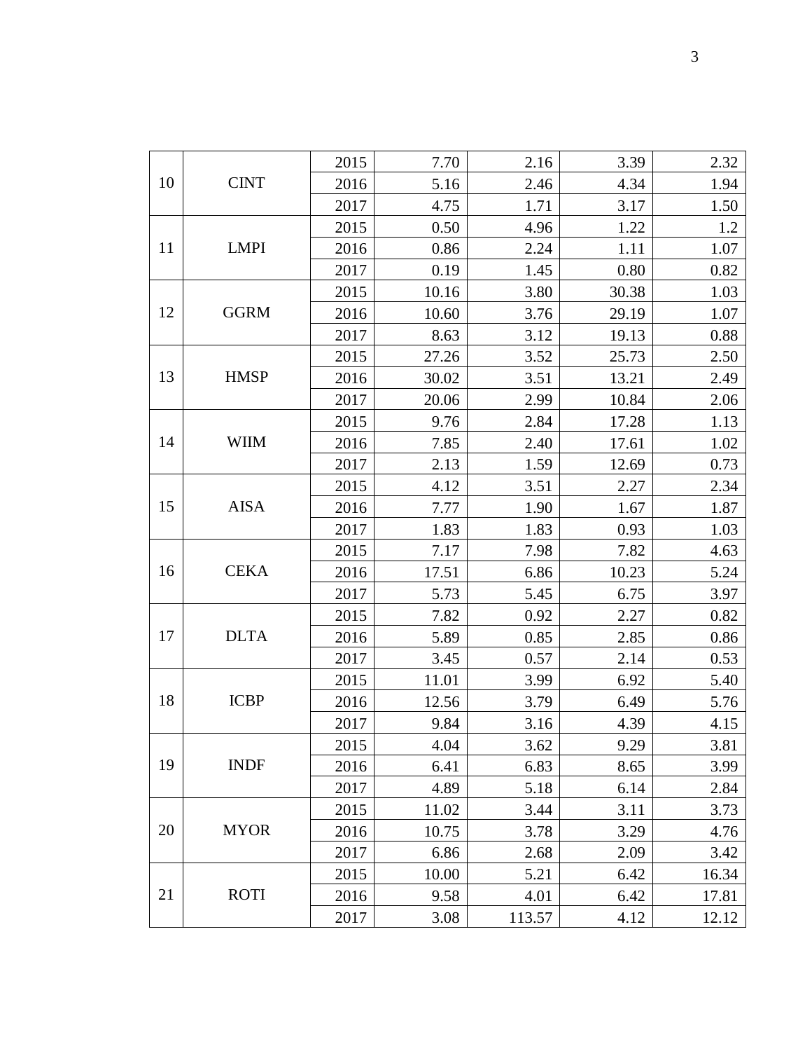| | | | | | | |
|---|---|---|---|---|---|---|
| 10 | CINT | 2015 | 7.70 | 2.16 | 3.39 | 2.32 |
| | | 2016 | 5.16 | 2.46 | 4.34 | 1.94 |
| | | 2017 | 4.75 | 1.71 | 3.17 | 1.50 |
| 11 | LMPI | 2015 | 0.50 | 4.96 | 1.22 | 1.2 |
| | | 2016 | 0.86 | 2.24 | 1.11 | 1.07 |
| | | 2017 | 0.19 | 1.45 | 0.80 | 0.82 |
| 12 | GGRM | 2015 | 10.16 | 3.80 | 30.38 | 1.03 |
| | | 2016 | 10.60 | 3.76 | 29.19 | 1.07 |
| | | 2017 | 8.63 | 3.12 | 19.13 | 0.88 |
| 13 | HMSP | 2015 | 27.26 | 3.52 | 25.73 | 2.50 |
| | | 2016 | 30.02 | 3.51 | 13.21 | 2.49 |
| | | 2017 | 20.06 | 2.99 | 10.84 | 2.06 |
| 14 | WIIM | 2015 | 9.76 | 2.84 | 17.28 | 1.13 |
| | | 2016 | 7.85 | 2.40 | 17.61 | 1.02 |
| | | 2017 | 2.13 | 1.59 | 12.69 | 0.73 |
| 15 | AISA | 2015 | 4.12 | 3.51 | 2.27 | 2.34 |
| | | 2016 | 7.77 | 1.90 | 1.67 | 1.87 |
| | | 2017 | 1.83 | 1.83 | 0.93 | 1.03 |
| 16 | CEKA | 2015 | 7.17 | 7.98 | 7.82 | 4.63 |
| | | 2016 | 17.51 | 6.86 | 10.23 | 5.24 |
| | | 2017 | 5.73 | 5.45 | 6.75 | 3.97 |
| 17 | DLTA | 2015 | 7.82 | 0.92 | 2.27 | 0.82 |
| | | 2016 | 5.89 | 0.85 | 2.85 | 0.86 |
| | | 2017 | 3.45 | 0.57 | 2.14 | 0.53 |
| 18 | ICBP | 2015 | 11.01 | 3.99 | 6.92 | 5.40 |
| | | 2016 | 12.56 | 3.79 | 6.49 | 5.76 |
| | | 2017 | 9.84 | 3.16 | 4.39 | 4.15 |
| 19 | INDF | 2015 | 4.04 | 3.62 | 9.29 | 3.81 |
| | | 2016 | 6.41 | 6.83 | 8.65 | 3.99 |
| | | 2017 | 4.89 | 5.18 | 6.14 | 2.84 |
| 20 | MYOR | 2015 | 11.02 | 3.44 | 3.11 | 3.73 |
| | | 2016 | 10.75 | 3.78 | 3.29 | 4.76 |
| | | 2017 | 6.86 | 2.68 | 2.09 | 3.42 |
| 21 | ROTI | 2015 | 10.00 | 5.21 | 6.42 | 16.34 |
| | | 2016 | 9.58 | 4.01 | 6.42 | 17.81 |
| | | 2017 | 3.08 | 113.57 | 4.12 | 12.12 |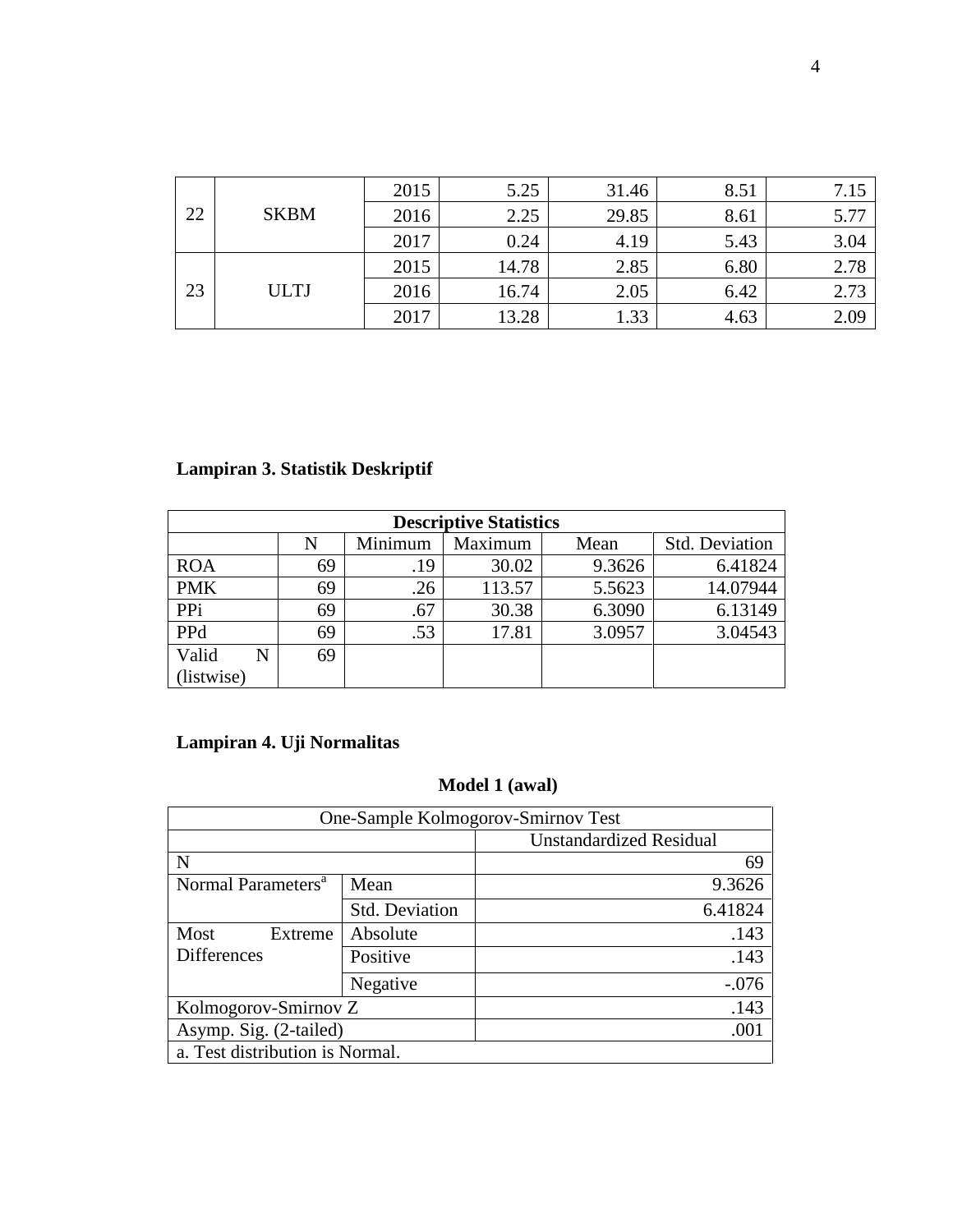| 22 | SKBM | 2015 | 5.25 | 31.46 | 8.51 | 7.15 |
|---|---|---|---|---|---|---|
| | | 2016 | 2.25 | 29.85 | 8.61 | 5.77 |
| | | 2017 | 0.24 | 4.19 | 5.43 | 3.04 |
| 23 | ULTJ | 2015 | 14.78 | 2.85 | 6.80 | 2.78 |
| | | 2016 | 16.74 | 2.05 | 6.42 | 2.73 |
| | | 2017 | 13.28 | 1.33 | 4.63 | 2.09 |

**Lampiran 3. Statistik Deskriptif**

| Descriptive Statistics | | | | | |
|---|---|---|---|---|---|
| | N | Minimum | Maximum | Mean | Std. Deviation |
| ROA | 69 | .19 | 30.02 | 9.3626 | 6.41824 |
| PMK | 69 | .26 | 113.57 | 5.5623 | 14.07944 |
| PPi | 69 | .67 | 30.38 | 6.3090 | 6.13149 |
| PPd | 69 | .53 | 17.81 | 3.0957 | 3.04543 |
| Valid N (listwise) | 69 | | | | |

**Lampiran 4. Uji Normalitas**

**Model 1 (awal)**

| One-Sample Kolmogorov-Smirnov Test | | |
|---|---|---|
| | | Unstandardized Residual |
| N | | 69 |
| Normal Parameters[a] | Mean | 9.3626 |
| | Std. Deviation | 6.41824 |
| Most Extreme Differences | Absolute | .143 |
| | Positive | .143 |
| | Negative | -.076 |
| Kolmogorov-Smirnov Z | | .143 |
| Asymp. Sig. (2-tailed) | | .001 |
| a. Test distribution is Normal. | | |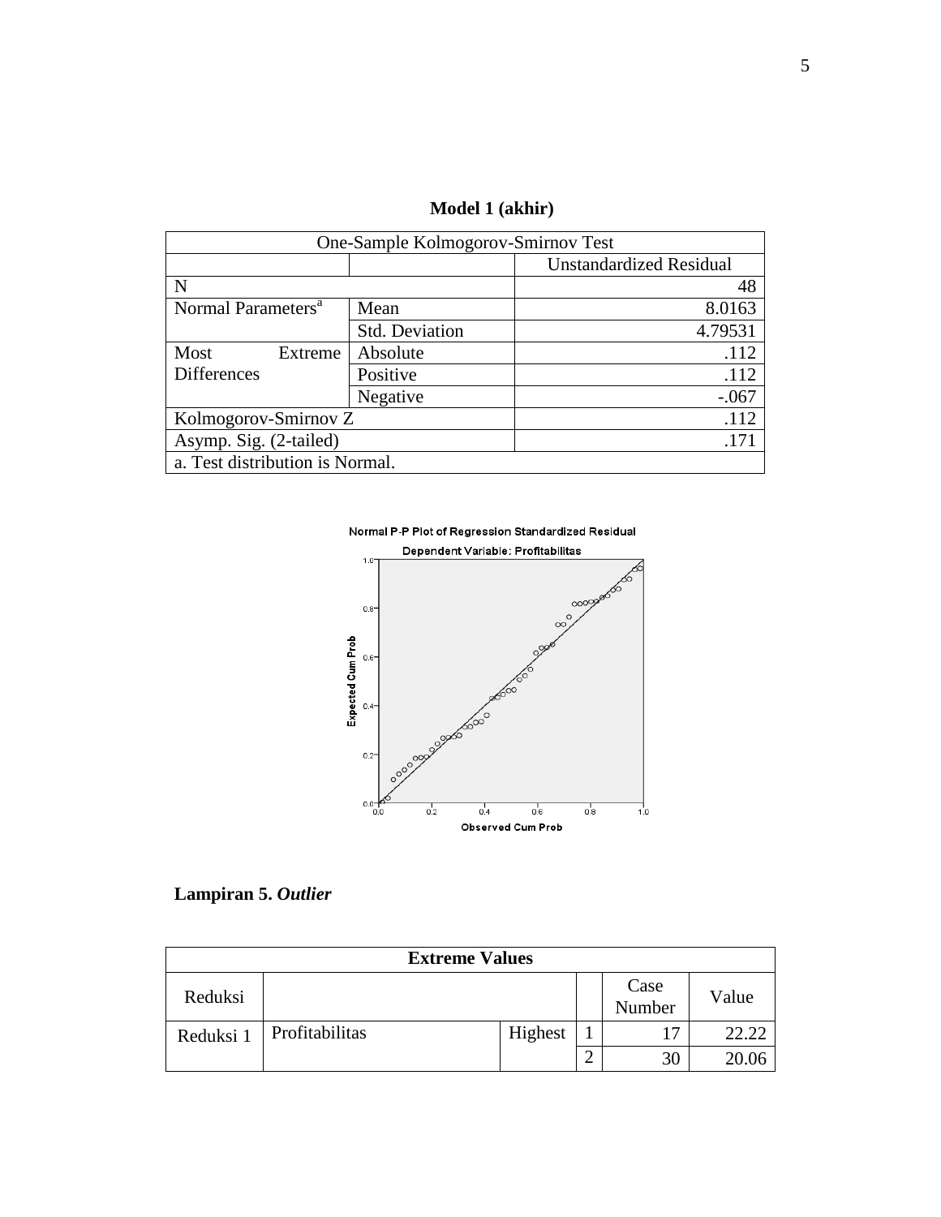**Model 1 (akhir)**

| One-Sample Kolmogorov-Smirnov Test | | |
|---|---|---|
| | | Unstandardized Residual |
| N | | 48 |
| Normal Parameters[a] | Mean | 8.0163 |
| | Std. Deviation | 4.79531 |
| Most Extreme Differences | Absolute | .112 |
| | Positive | .112 |
| | Negative | -.067 |
| Kolmogorov-Smirnov Z | | .112 |
| Asymp. Sig. (2-tailed) | | .171 |
| a. Test distribution is Normal. | | |

**Lampiran 5. *Outlier***

| Extreme Values | | | | | |
|---|---|---|---|---|---|
| Reduksi | | | | Case Number | Value |
| Reduksi 1 | Profitabilitas | Highest | 1 | 17 | 22.22 |
| | | | 2 | 30 | 20.06 |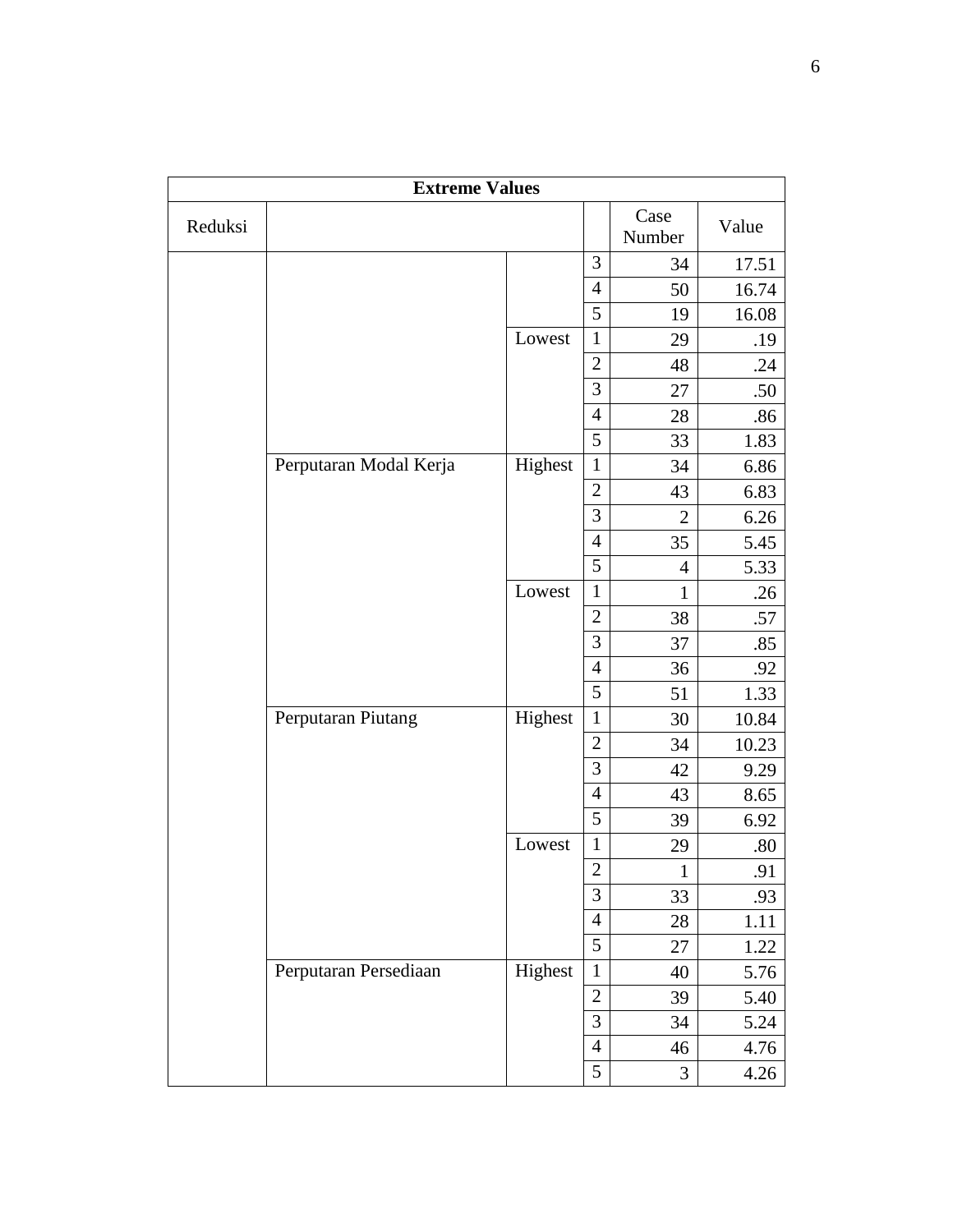| Extreme Values | | | | | |
|---|---|---|---|---|---|
| Reduksi | | | | Case Number | Value |
| | | | 3 | 34 | 17.51 |
| | | | 4 | 50 | 16.74 |
| | | | 5 | 19 | 16.08 |
| | | Lowest | 1 | 29 | .19 |
| | | | 2 | 48 | .24 |
| | | | 3 | 27 | .50 |
| | | | 4 | 28 | .86 |
| | | | 5 | 33 | 1.83 |
| | Perputaran Modal Kerja | Highest | 1 | 34 | 6.86 |
| | | | 2 | 43 | 6.83 |
| | | | 3 | 2 | 6.26 |
| | | | 4 | 35 | 5.45 |
| | | | 5 | 4 | 5.33 |
| | | Lowest | 1 | 1 | .26 |
| | | | 2 | 38 | .57 |
| | | | 3 | 37 | .85 |
| | | | 4 | 36 | .92 |
| | | | 5 | 51 | 1.33 |
| | Perputaran Piutang | Highest | 1 | 30 | 10.84 |
| | | | 2 | 34 | 10.23 |
| | | | 3 | 42 | 9.29 |
| | | | 4 | 43 | 8.65 |
| | | | 5 | 39 | 6.92 |
| | | Lowest | 1 | 29 | .80 |
| | | | 2 | 1 | .91 |
| | | | 3 | 33 | .93 |
| | | | 4 | 28 | 1.11 |
| | | | 5 | 27 | 1.22 |
| | Perputaran Persediaan | Highest | 1 | 40 | 5.76 |
| | | | 2 | 39 | 5.40 |
| | | | 3 | 34 | 5.24 |
| | | | 4 | 46 | 4.76 |
| | | | 5 | 3 | 4.26 |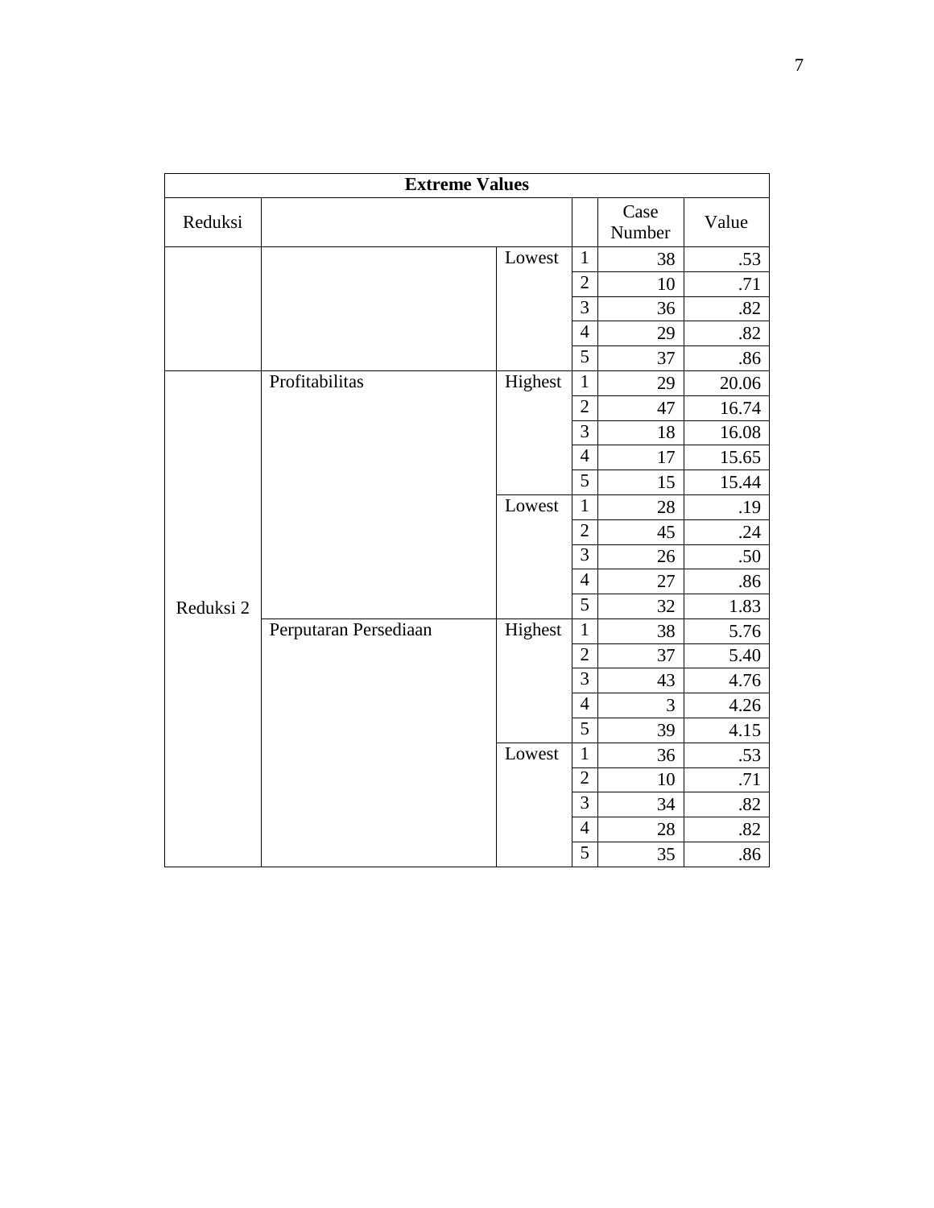| Extreme Values | | | | | |
|---|---|---|---|---|---|
| Reduksi | | | | Case Number | Value |
| | | Lowest | 1 | 38 | .53 |
| | | | 2 | 10 | .71 |
| | | | 3 | 36 | .82 |
| | | | 4 | 29 | .82 |
| | | | 5 | 37 | .86 |
| Reduksi 2 | Profitabilitas | Highest | 1 | 29 | 20.06 |
| | | | 2 | 47 | 16.74 |
| | | | 3 | 18 | 16.08 |
| | | | 4 | 17 | 15.65 |
| | | | 5 | 15 | 15.44 |
| | | Lowest | 1 | 28 | .19 |
| | | | 2 | 45 | .24 |
| | | | 3 | 26 | .50 |
| | | | 4 | 27 | .86 |
| | | | 5 | 32 | 1.83 |
| | Perputaran Persediaan | Highest | 1 | 38 | 5.76 |
| | | | 2 | 37 | 5.40 |
| | | | 3 | 43 | 4.76 |
| | | | 4 | 3 | 4.26 |
| | | | 5 | 39 | 4.15 |
| | | Lowest | 1 | 36 | .53 |
| | | | 2 | 10 | .71 |
| | | | 3 | 34 | .82 |
| | | | 4 | 28 | .82 |
| | | | 5 | 35 | .86 |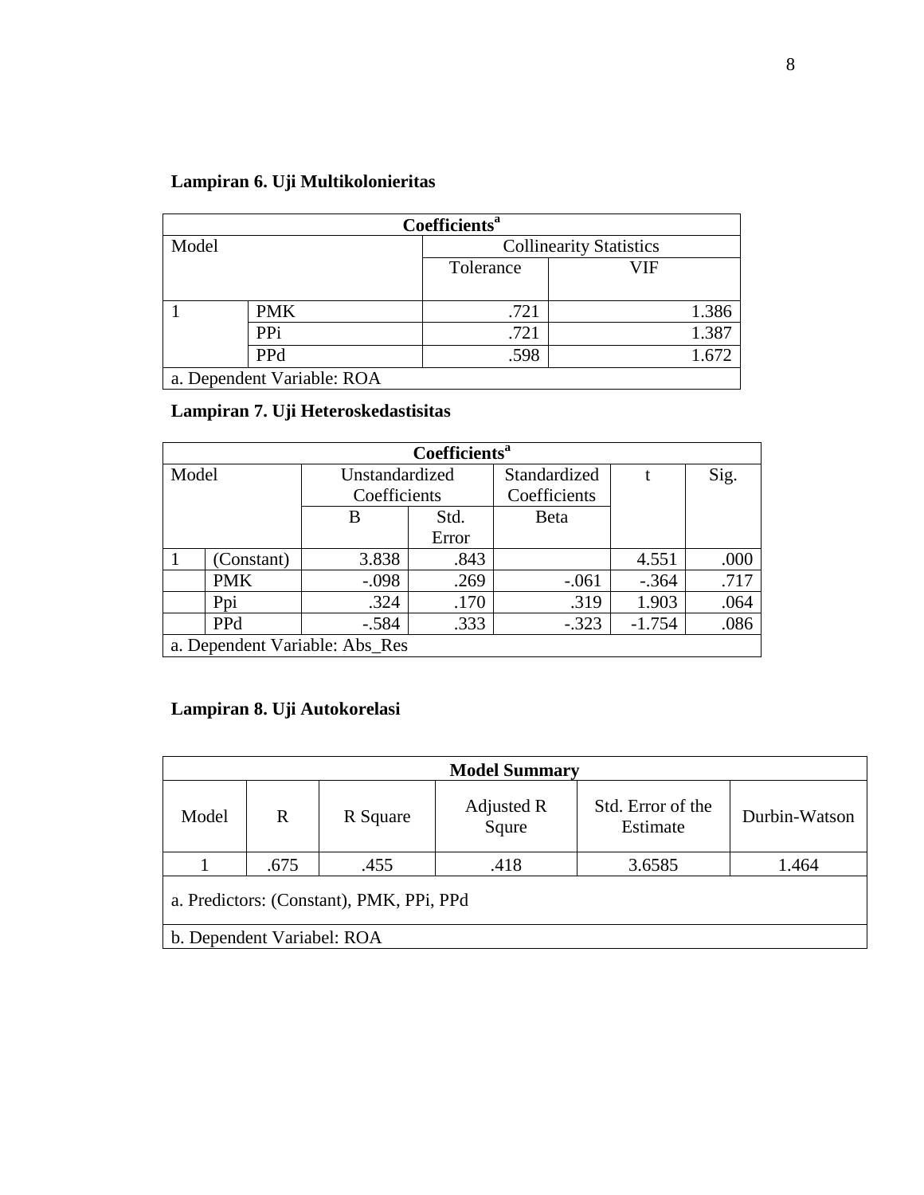**Lampiran 6. Uji Multikolonieritas**

| Coefficients[a] | | | |
|---|---|---|---|
| Model | | Collinearity Statistics | |
| | | Tolerance | VIF |
| 1 | PMK | .721 | 1.386 |
| | PPi | .721 | 1.387 |
| | PPd | .598 | 1.672 |
| a. Dependent Variable: ROA | | | |

**Lampiran 7. Uji Heteroskedastisitas**

| Coefficients[a] | | | | | | |
|---|---|---|---|---|---|---|
| Model | | Unstandardized Coefficients | | Standardized Coefficients | t | Sig. |
| | | B | Std. Error | Beta | | |
| 1 | (Constant) | 3.838 | .843 | | 4.551 | .000 |
| | PMK | -.098 | .269 | -.061 | -.364 | .717 |
| | Ppi | .324 | .170 | .319 | 1.903 | .064 |
| | PPd | -.584 | .333 | -.323 | -1.754 | .086 |
| a. Dependent Variable: Abs_Res | | | | | | |

**Lampiran 8. Uji Autokorelasi**

| Model Summary | | | | | |
|---|---|---|---|---|---|
| Model | R | R Square | Adjusted R Squre | Std. Error of the Estimate | Durbin-Watson |
| 1 | .675 | .455 | .418 | 3.6585 | 1.464 |
| a. Predictors: (Constant), PMK, PPi, PPd | | | | | |
| b. Dependent Variabel: ROA | | | | | |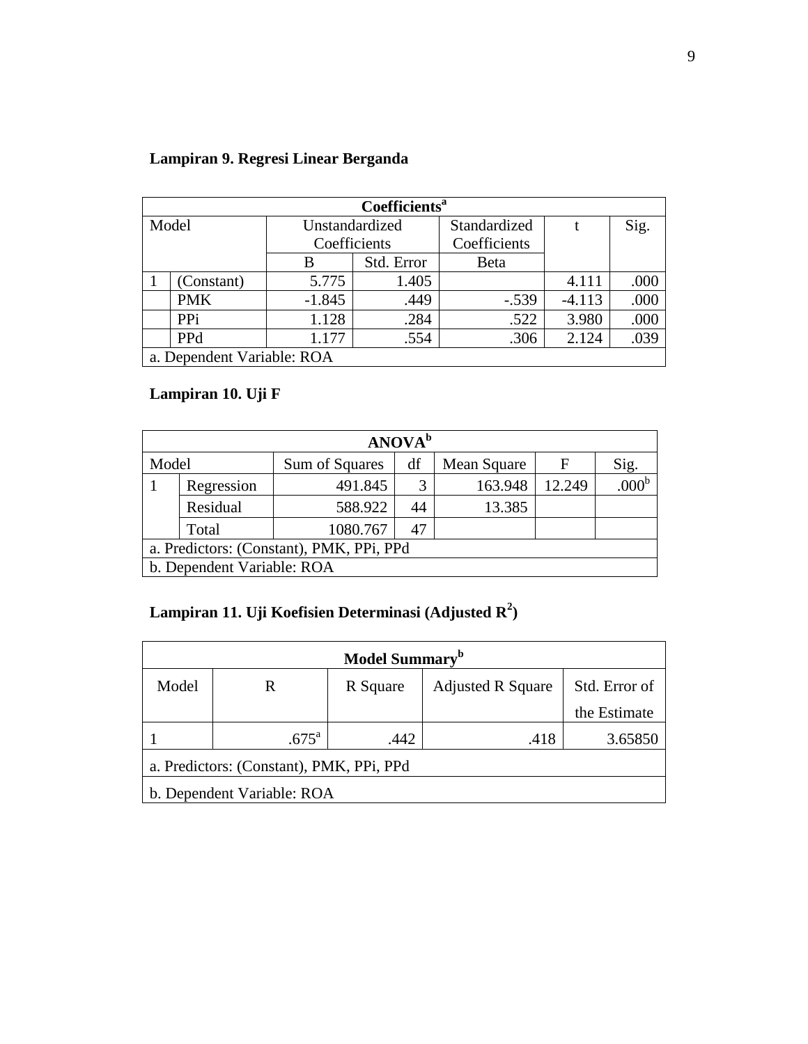**Lampiran 9. Regresi Linear Berganda**

| Coefficients[a] | | | | | | |
|---|---|---|---|---|---|---|
| Model | | Unstandardized Coefficients | | Standardized Coefficients | t | Sig. |
| | | B | Std. Error | Beta | | |
| 1 | (Constant) | 5.775 | 1.405 | | 4.111 | .000 |
| | PMK | -1.845 | .449 | -.539 | -4.113 | .000 |
| | PPi | 1.128 | .284 | .522 | 3.980 | .000 |
| | PPd | 1.177 | .554 | .306 | 2.124 | .039 |

a. Dependent Variable: ROA

**Lampiran 10. Uji F**

| ANOVA[b] | | | | | | |
|---|---|---|---|---|---|---|
| Model | | Sum of Squares | df | Mean Square | F | Sig. |
| 1 | Regression | 491.845 | 3 | 163.948 | 12.249 | .000[b] |
| | Residual | 588.922 | 44 | 13.385 | | |
| | Total | 1080.767 | 47 | | | |

a. Predictors: (Constant), PMK, PPi, PPd

b. Dependent Variable: ROA

**Lampiran 11. Uji Koefisien Determinasi (Adjusted $R^2$)**

| Model Summary[b] | | | | |
|---|---|---|---|---|
| Model | R | R Square | Adjusted R Square | Std. Error of the Estimate |
| 1 | .675[a] | .442 | .418 | 3.65850 |

a. Predictors: (Constant), PMK, PPi, PPd

b. Dependent Variable: ROA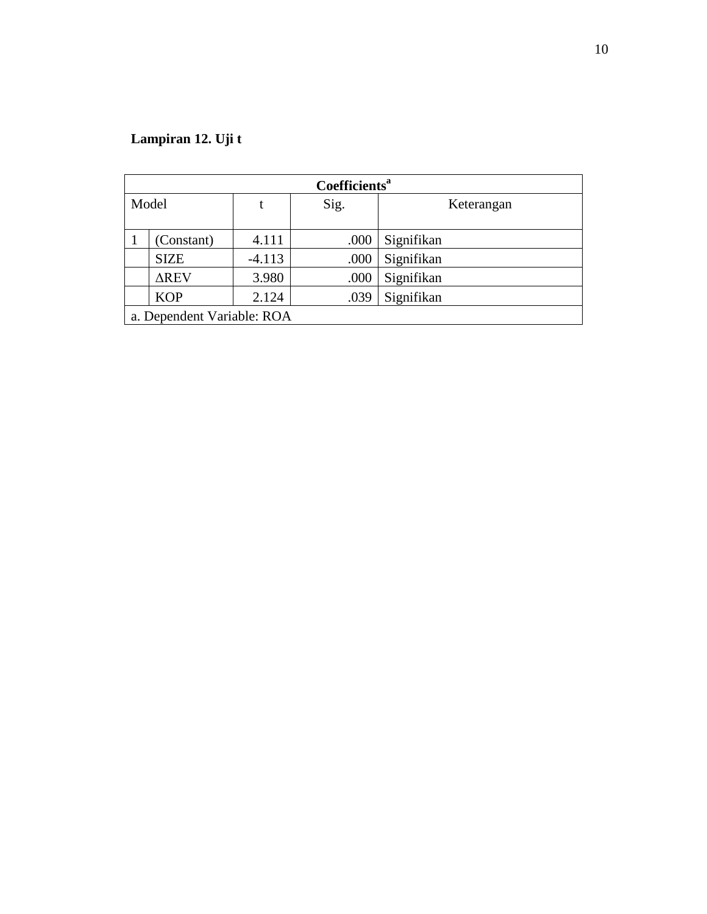**Lampiran 12. Uji t**

| Coefficients[a] | | | | |
|---|---|---|---|---|
| Model | | t | Sig. | Keterangan |
| 1 | (Constant) | 4.111 | .000 | Signifikan |
| | SIZE | -4.113 | .000 | Signifikan |
| | ΔREV | 3.980 | .000 | Signifikan |
| | KOP | 2.124 | .039 | Signifikan |
| a. Dependent Variable: ROA | | | | |